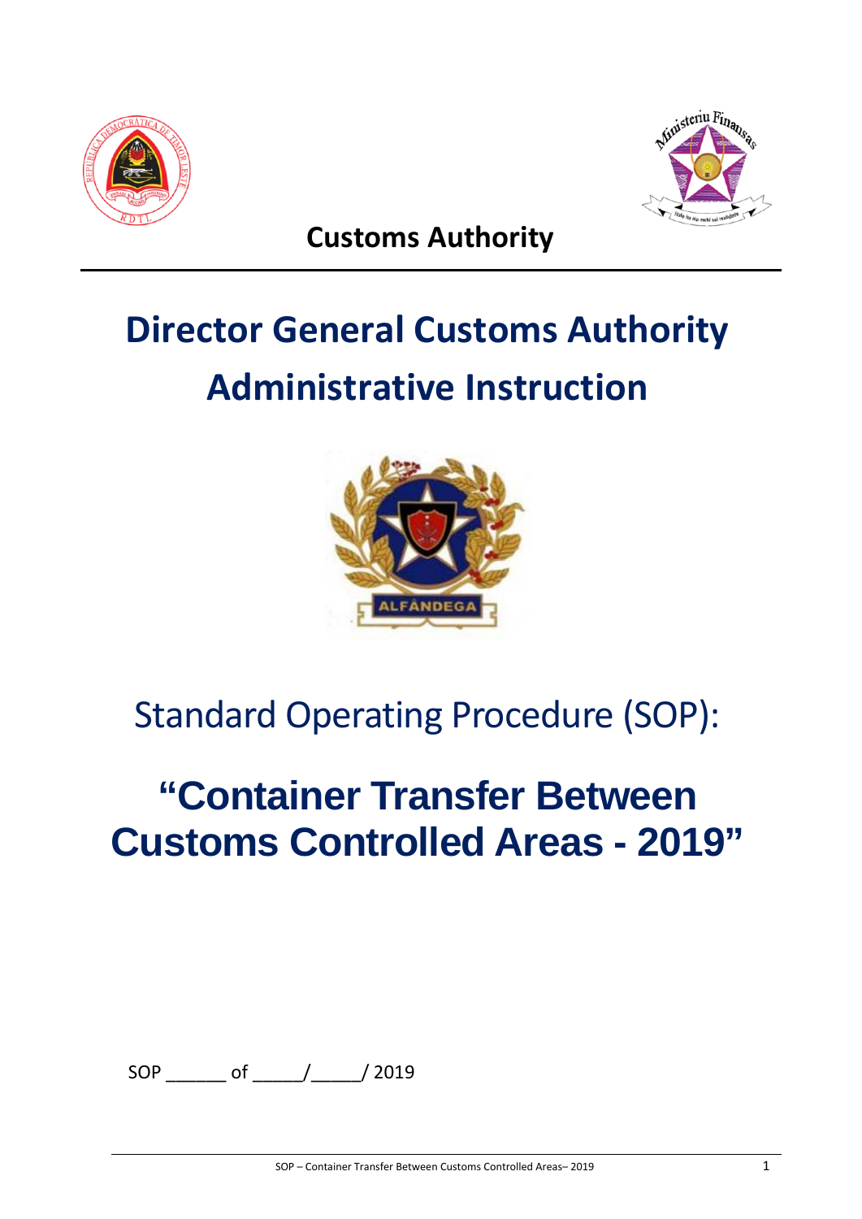**Customs Authority**

# Director General Customs Authority Administrative Instruction

## Standard Operating Procedure (SOP):

# "Container Transfer Between Customs Controlled Areas - 2019"

SOP ______ of _____/_____/ 2019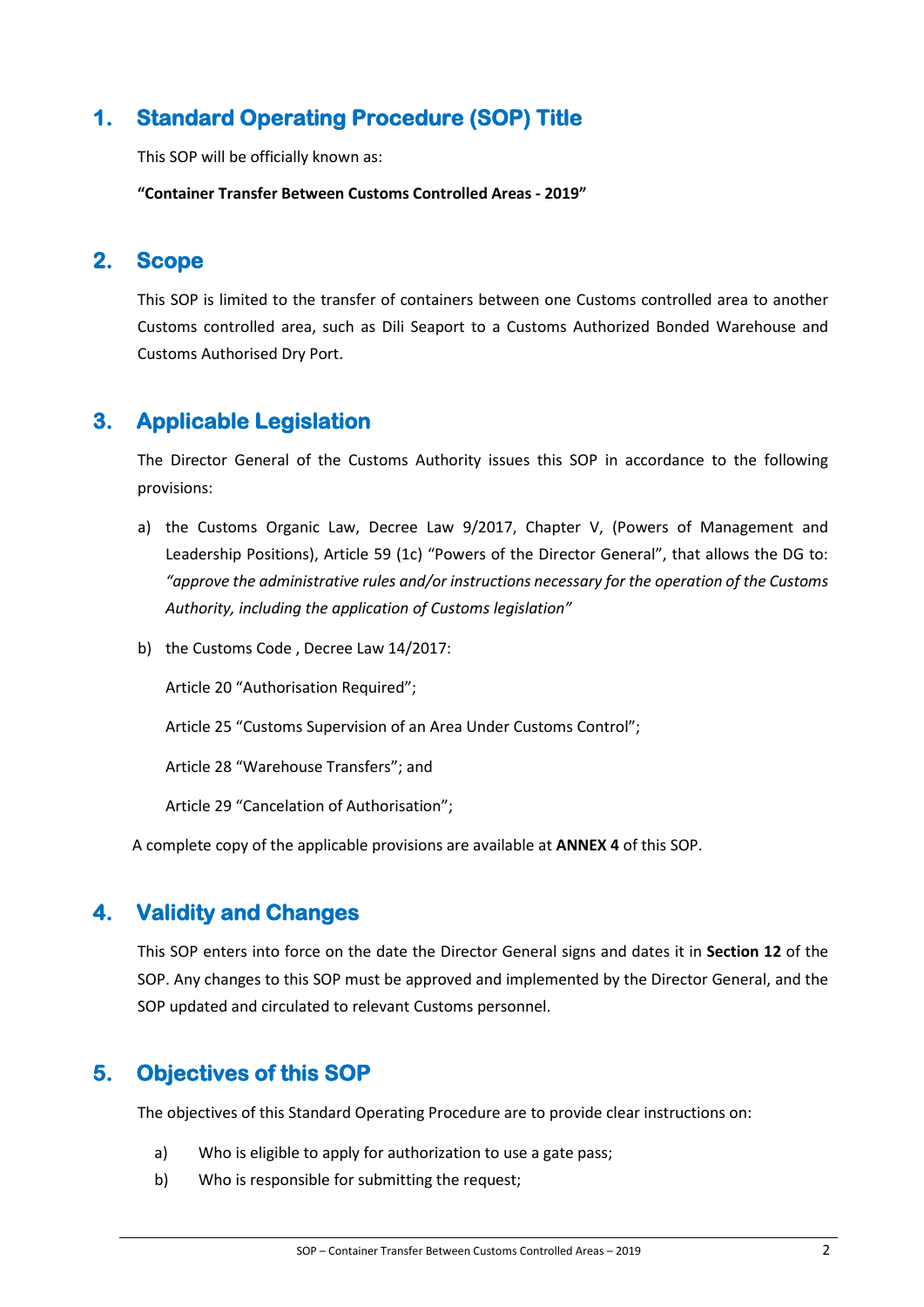## 1. Standard Operating Procedure (SOP) Title

This SOP will be officially known as:

**"Container Transfer Between Customs Controlled Areas - 2019"**

## 2. Scope

This SOP is limited to the transfer of containers between one Customs controlled area to another Customs controlled area, such as Dili Seaport to a Customs Authorized Bonded Warehouse and Customs Authorised Dry Port.

## 3. Applicable Legislation

The Director General of the Customs Authority issues this SOP in accordance to the following provisions:

a) the Customs Organic Law, Decree Law 9/2017, Chapter V, (Powers of Management and Leadership Positions), Article 59 (1c) "Powers of the Director General", that allows the DG to: *"approve the administrative rules and/or instructions necessary for the operation of the Customs Authority, including the application of Customs legislation"*

b) the Customs Code , Decree Law 14/2017:

   Article 20 "Authorisation Required";

   Article 25 "Customs Supervision of an Area Under Customs Control";

   Article 28 "Warehouse Transfers"; and

   Article 29 "Cancelation of Authorisation";

A complete copy of the applicable provisions are available at **ANNEX 4** of this SOP.

## 4. Validity and Changes

This SOP enters into force on the date the Director General signs and dates it in **Section 12** of the SOP. Any changes to this SOP must be approved and implemented by the Director General, and the SOP updated and circulated to relevant Customs personnel.

## 5. Objectives of this SOP

The objectives of this Standard Operating Procedure are to provide clear instructions on:

a) Who is eligible to apply for authorization to use a gate pass;
b) Who is responsible for submitting the request;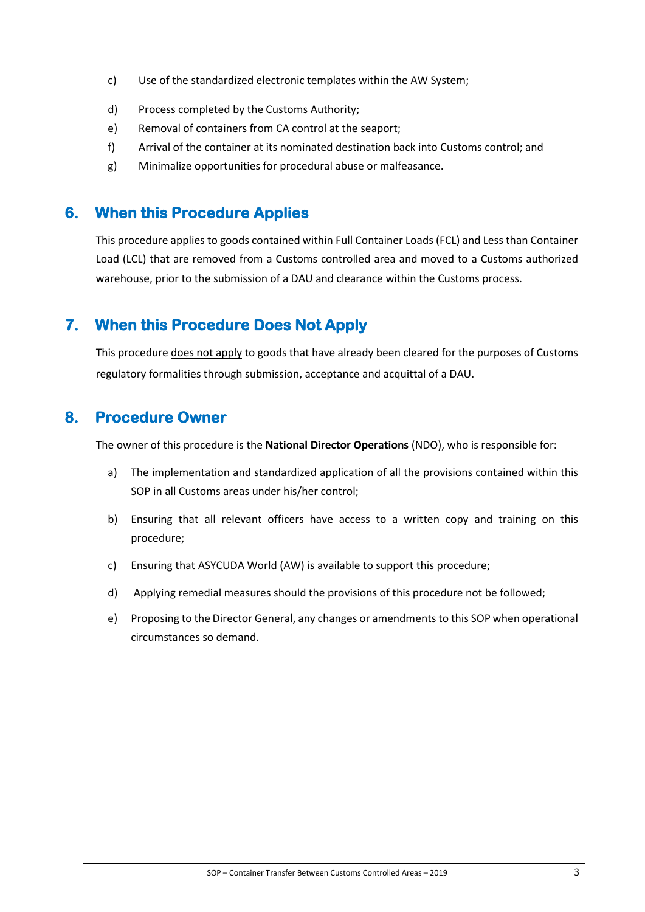c) Use of the standardized electronic templates within the AW System;

d) Process completed by the Customs Authority;

e) Removal of containers from CA control at the seaport;

f) Arrival of the container at its nominated destination back into Customs control; and

g) Minimalize opportunities for procedural abuse or malfeasance.

## 6. When this Procedure Applies

This procedure applies to goods contained within Full Container Loads (FCL) and Less than Container Load (LCL) that are removed from a Customs controlled area and moved to a Customs authorized warehouse, prior to the submission of a DAU and clearance within the Customs process.

## 7. When this Procedure Does Not Apply

This procedure does not apply to goods that have already been cleared for the purposes of Customs regulatory formalities through submission, acceptance and acquittal of a DAU.

## 8. Procedure Owner

The owner of this procedure is the **National Director Operations** (NDO), who is responsible for:

a) The implementation and standardized application of all the provisions contained within this SOP in all Customs areas under his/her control;

b) Ensuring that all relevant officers have access to a written copy and training on this procedure;

c) Ensuring that ASYCUDA World (AW) is available to support this procedure;

d) Applying remedial measures should the provisions of this procedure not be followed;

e) Proposing to the Director General, any changes or amendments to this SOP when operational circumstances so demand.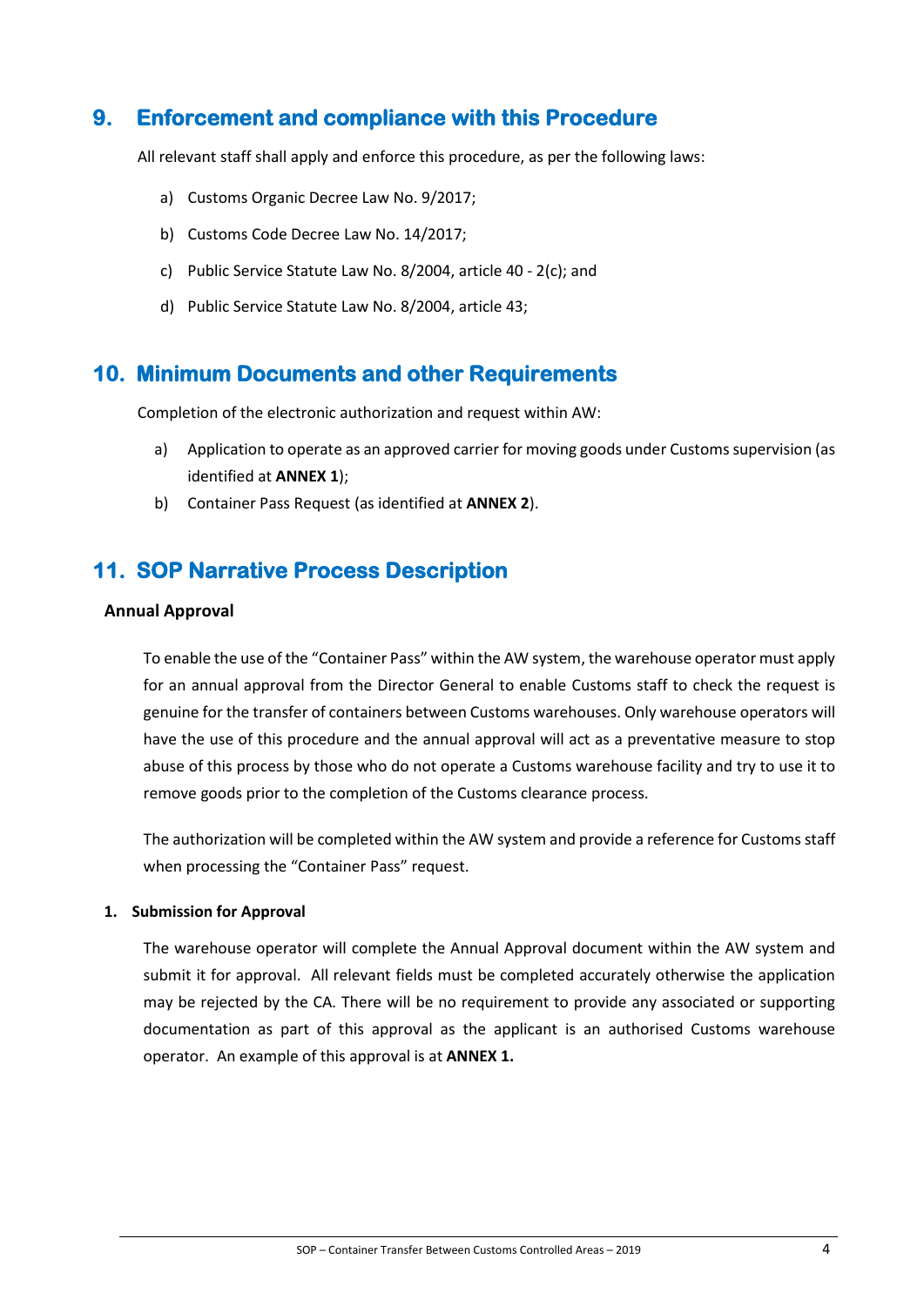## 9. Enforcement and compliance with this Procedure

All relevant staff shall apply and enforce this procedure, as per the following laws:

a) Customs Organic Decree Law No. 9/2017;

b) Customs Code Decree Law No. 14/2017;

c) Public Service Statute Law No. 8/2004, article 40 - 2(c); and

d) Public Service Statute Law No. 8/2004, article 43;

## 10. Minimum Documents and other Requirements

Completion of the electronic authorization and request within AW:

a) Application to operate as an approved carrier for moving goods under Customs supervision (as identified at **ANNEX 1**);

b) Container Pass Request (as identified at **ANNEX 2**).

## 11. SOP Narrative Process Description

### Annual Approval

To enable the use of the "Container Pass" within the AW system, the warehouse operator must apply for an annual approval from the Director General to enable Customs staff to check the request is genuine for the transfer of containers between Customs warehouses. Only warehouse operators will have the use of this procedure and the annual approval will act as a preventative measure to stop abuse of this process by those who do not operate a Customs warehouse facility and try to use it to remove goods prior to the completion of the Customs clearance process.

The authorization will be completed within the AW system and provide a reference for Customs staff when processing the "Container Pass" request.

#### 1. Submission for Approval

The warehouse operator will complete the Annual Approval document within the AW system and submit it for approval. All relevant fields must be completed accurately otherwise the application may be rejected by the CA. There will be no requirement to provide any associated or supporting documentation as part of this approval as the applicant is an authorised Customs warehouse operator. An example of this approval is at **ANNEX 1.**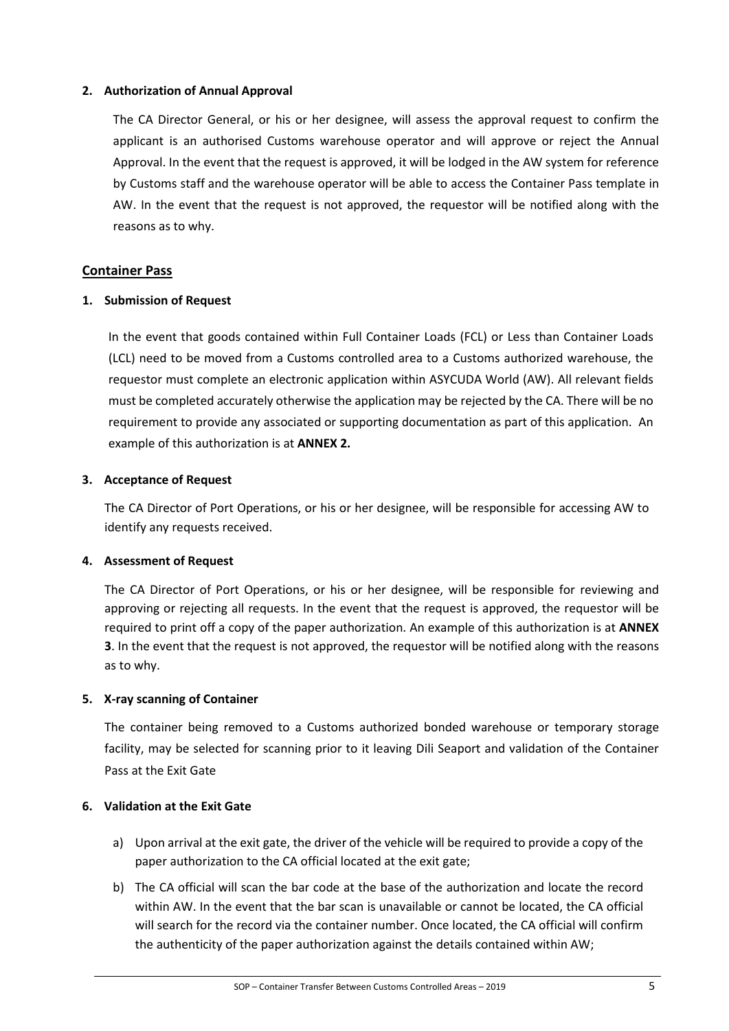**2. Authorization of Annual Approval**

The CA Director General, or his or her designee, will assess the approval request to confirm the applicant is an authorised Customs warehouse operator and will approve or reject the Annual Approval. In the event that the request is approved, it will be lodged in the AW system for reference by Customs staff and the warehouse operator will be able to access the Container Pass template in AW. In the event that the request is not approved, the requestor will be notified along with the reasons as to why.

## Container Pass

**1. Submission of Request**

In the event that goods contained within Full Container Loads (FCL) or Less than Container Loads (LCL) need to be moved from a Customs controlled area to a Customs authorized warehouse, the requestor must complete an electronic application within ASYCUDA World (AW). All relevant fields must be completed accurately otherwise the application may be rejected by the CA. There will be no requirement to provide any associated or supporting documentation as part of this application. An example of this authorization is at **ANNEX 2.**

**3. Acceptance of Request**

The CA Director of Port Operations, or his or her designee, will be responsible for accessing AW to identify any requests received.

**4. Assessment of Request**

The CA Director of Port Operations, or his or her designee, will be responsible for reviewing and approving or rejecting all requests. In the event that the request is approved, the requestor will be required to print off a copy of the paper authorization. An example of this authorization is at **ANNEX 3**. In the event that the request is not approved, the requestor will be notified along with the reasons as to why.

**5. X-ray scanning of Container**

The container being removed to a Customs authorized bonded warehouse or temporary storage facility, may be selected for scanning prior to it leaving Dili Seaport and validation of the Container Pass at the Exit Gate

**6. Validation at the Exit Gate**

a) Upon arrival at the exit gate, the driver of the vehicle will be required to provide a copy of the paper authorization to the CA official located at the exit gate;

b) The CA official will scan the bar code at the base of the authorization and locate the record within AW. In the event that the bar scan is unavailable or cannot be located, the CA official will search for the record via the container number. Once located, the CA official will confirm the authenticity of the paper authorization against the details contained within AW;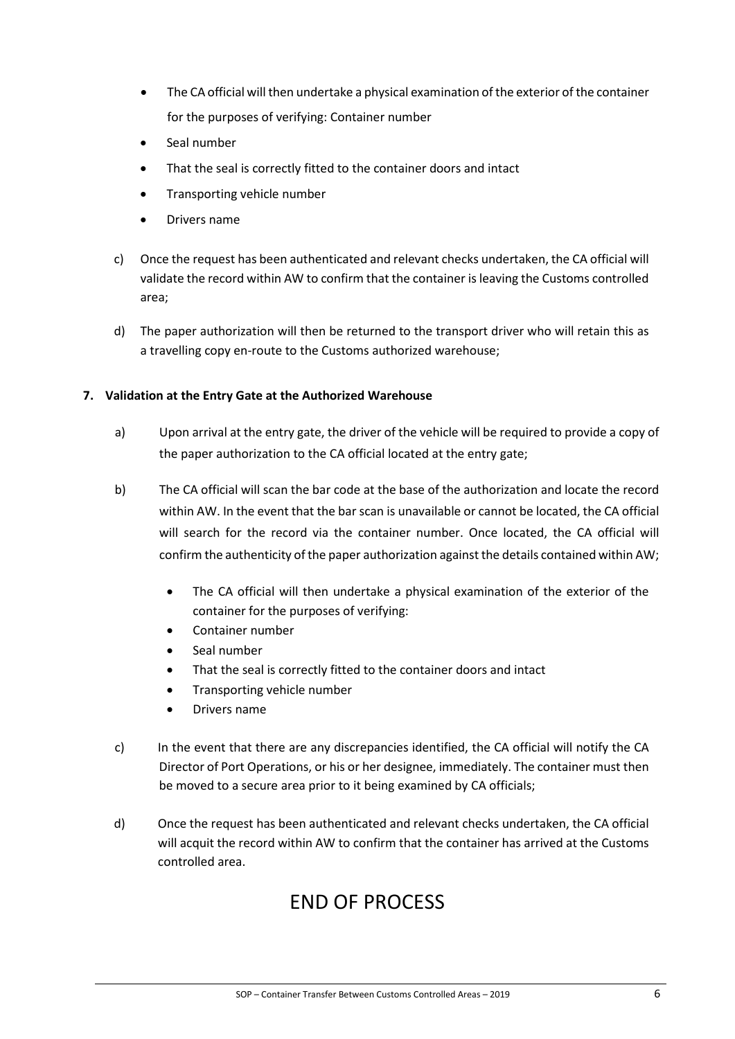- The CA official will then undertake a physical examination of the exterior of the container for the purposes of verifying: Container number
- Seal number
- That the seal is correctly fitted to the container doors and intact
- Transporting vehicle number
- Drivers name

c) Once the request has been authenticated and relevant checks undertaken, the CA official will validate the record within AW to confirm that the container is leaving the Customs controlled area;

d) The paper authorization will then be returned to the transport driver who will retain this as a travelling copy en-route to the Customs authorized warehouse;

**7. Validation at the Entry Gate at the Authorized Warehouse**

a) Upon arrival at the entry gate, the driver of the vehicle will be required to provide a copy of the paper authorization to the CA official located at the entry gate;

b) The CA official will scan the bar code at the base of the authorization and locate the record within AW. In the event that the bar scan is unavailable or cannot be located, the CA official will search for the record via the container number. Once located, the CA official will confirm the authenticity of the paper authorization against the details contained within AW;

- The CA official will then undertake a physical examination of the exterior of the container for the purposes of verifying:
- Container number
- Seal number
- That the seal is correctly fitted to the container doors and intact
- Transporting vehicle number
- Drivers name

c) In the event that there are any discrepancies identified, the CA official will notify the CA Director of Port Operations, or his or her designee, immediately. The container must then be moved to a secure area prior to it being examined by CA officials;

d) Once the request has been authenticated and relevant checks undertaken, the CA official will acquit the record within AW to confirm that the container has arrived at the Customs controlled area.

# END OF PROCESS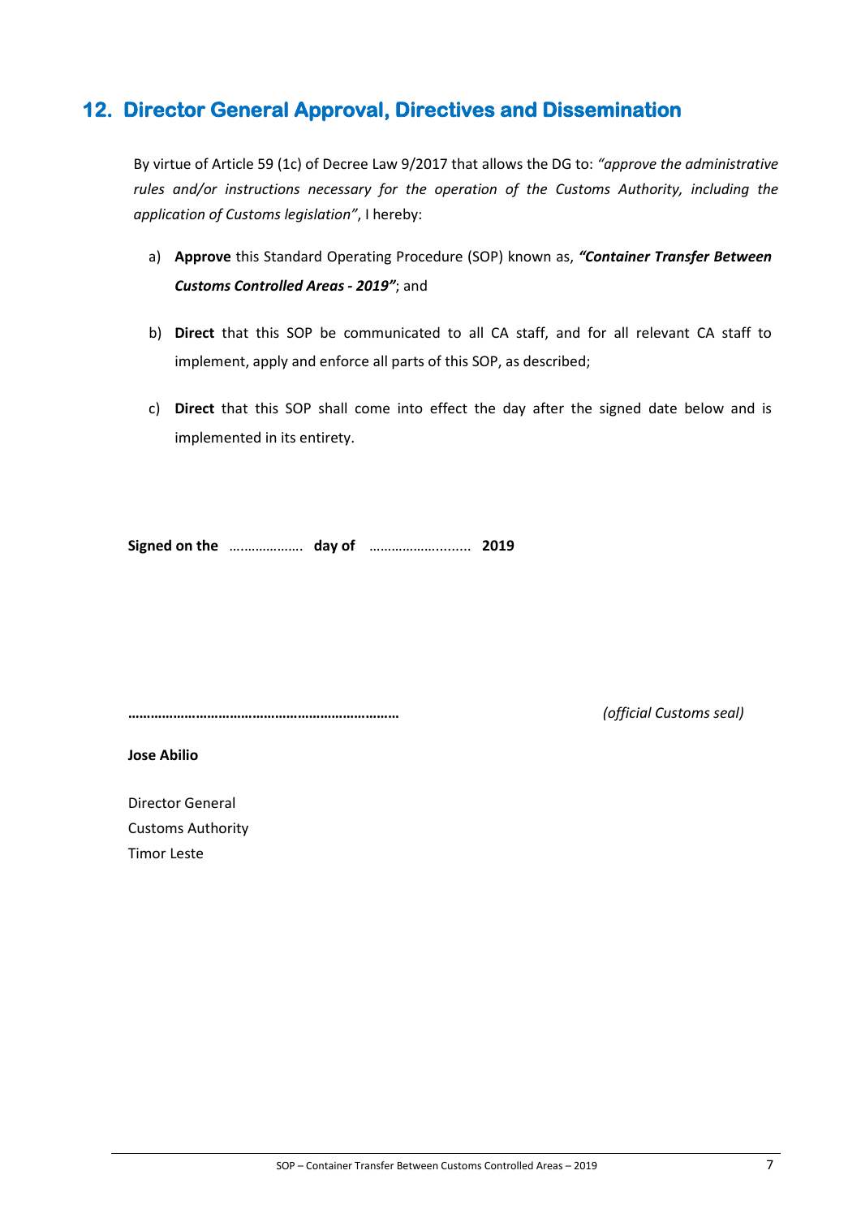## 12. Director General Approval, Directives and Dissemination

By virtue of Article 59 (1c) of Decree Law 9/2017 that allows the DG to: *"approve the administrative rules and/or instructions necessary for the operation of the Customs Authority, including the application of Customs legislation"*, I hereby:

a) **Approve** this Standard Operating Procedure (SOP) known as, ***"Container Transfer Between Customs Controlled Areas - 2019"***; and

b) **Direct** that this SOP be communicated to all CA staff, and for all relevant CA staff to implement, apply and enforce all parts of this SOP, as described;

c) **Direct** that this SOP shall come into effect the day after the signed date below and is implemented in its entirety.

**Signed on the** ………………. **day of** …………………....... **2019**

**……………………………………………………………** *(official Customs seal)*

**Jose Abilio**

Director General
Customs Authority
Timor Leste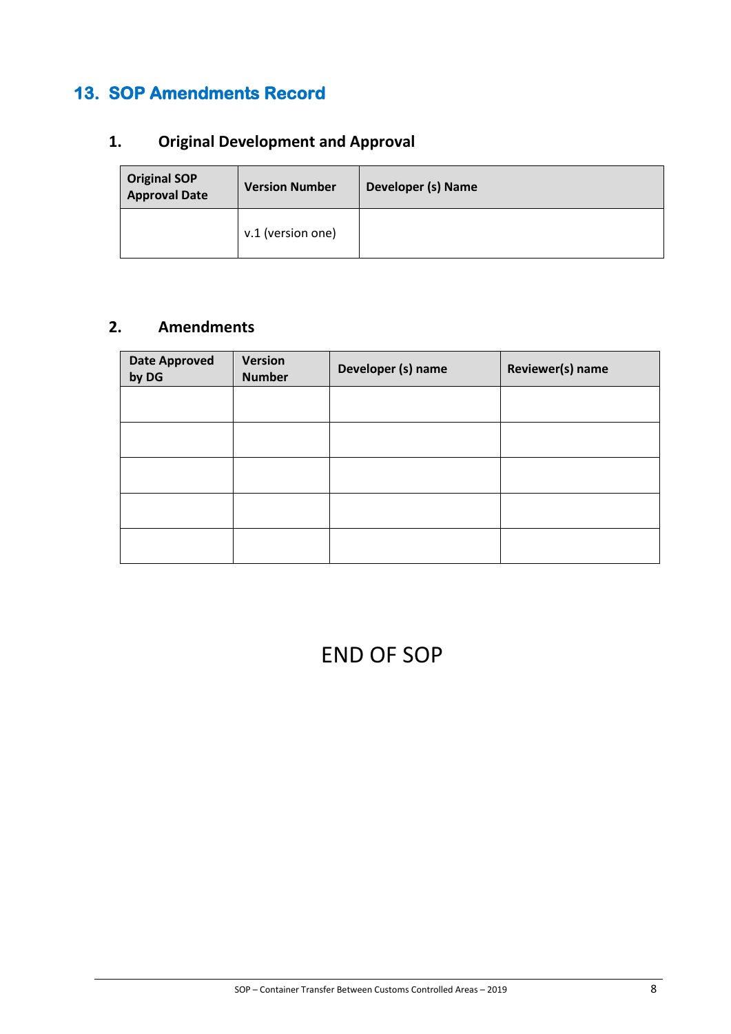## 13. SOP Amendments Record

### 1. Original Development and Approval

| Original SOP Approval Date | Version Number | Developer (s) Name |
|---|---|---|
| | v.1 (version one) | |

### 2. Amendments

| Date Approved by DG | Version Number | Developer (s) name | Reviewer(s) name |
|---|---|---|---|
| | | | |
| | | | |
| | | | |
| | | | |
| | | | |

END OF SOP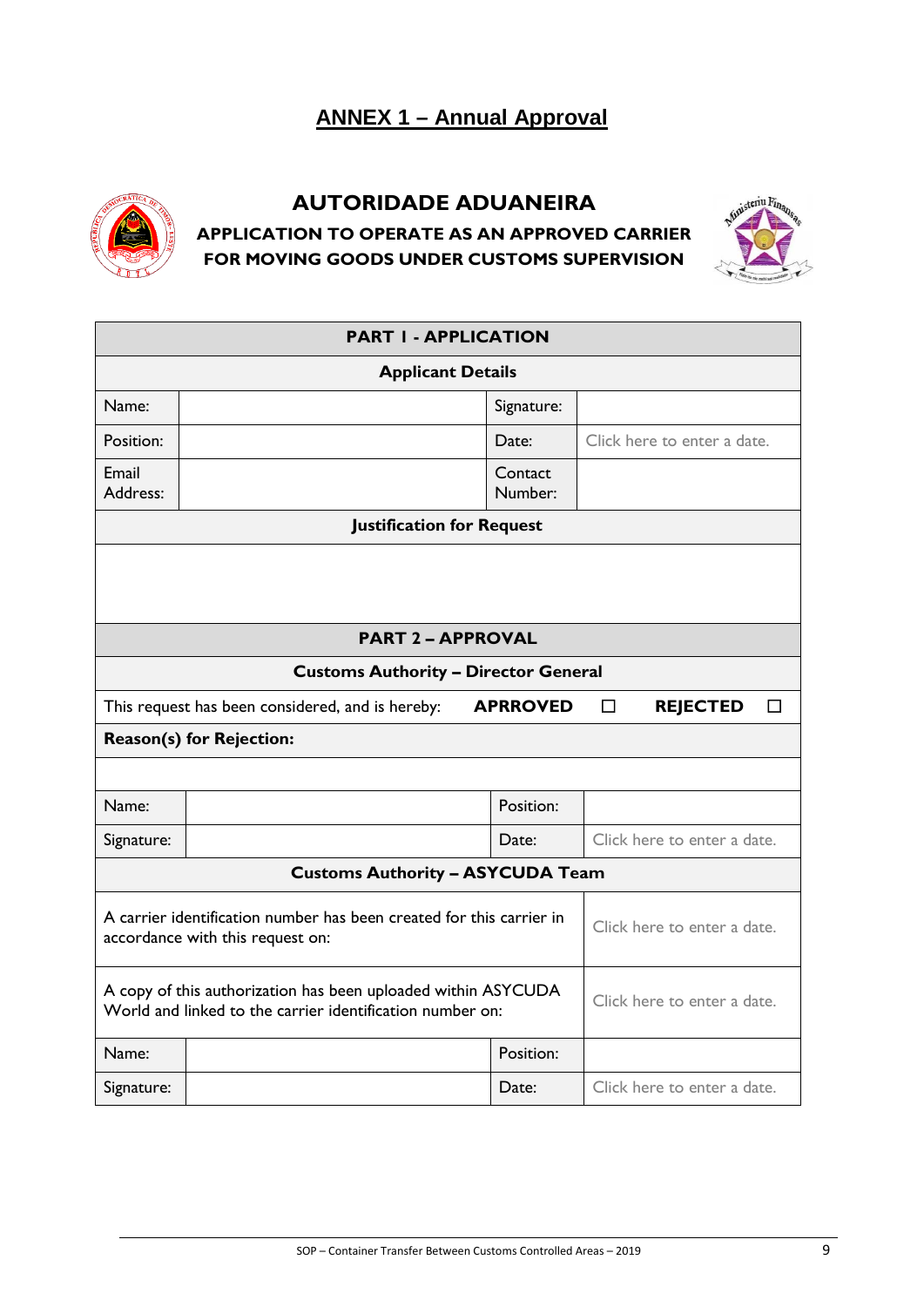# ANNEX 1 – Annual Approval

## AUTORIDADE ADUANEIRA

### APPLICATION TO OPERATE AS AN APPROVED CARRIER FOR MOVING GOODS UNDER CUSTOMS SUPERVISION

| **PART I - APPLICATION** | | | |
|---|---|---|---|
| **Applicant Details** | | | |
| Name: | | Signature: | |
| Position: | | Date: | Click here to enter a date. |
| Email Address: | | Contact Number: | |
| **Justification for Request** | | | |
| | | | |
| **PART 2 – APPROVAL** | | | |
| **Customs Authority – Director General** | | | |
| This request has been considered, and is hereby: | **APRROVED** ☐ | **REJECTED** ☐ | |
| **Reason(s) for Rejection:** | | | |
| | | | |
| Name: | | Position: | |
| Signature: | | Date: | Click here to enter a date. |
| **Customs Authority – ASYCUDA Team** | | | |
| A carrier identification number has been created for this carrier in accordance with this request on: | | | Click here to enter a date. |
| A copy of this authorization has been uploaded within ASYCUDA World and linked to the carrier identification number on: | | | Click here to enter a date. |
| Name: | | Position: | |
| Signature: | | Date: | Click here to enter a date. |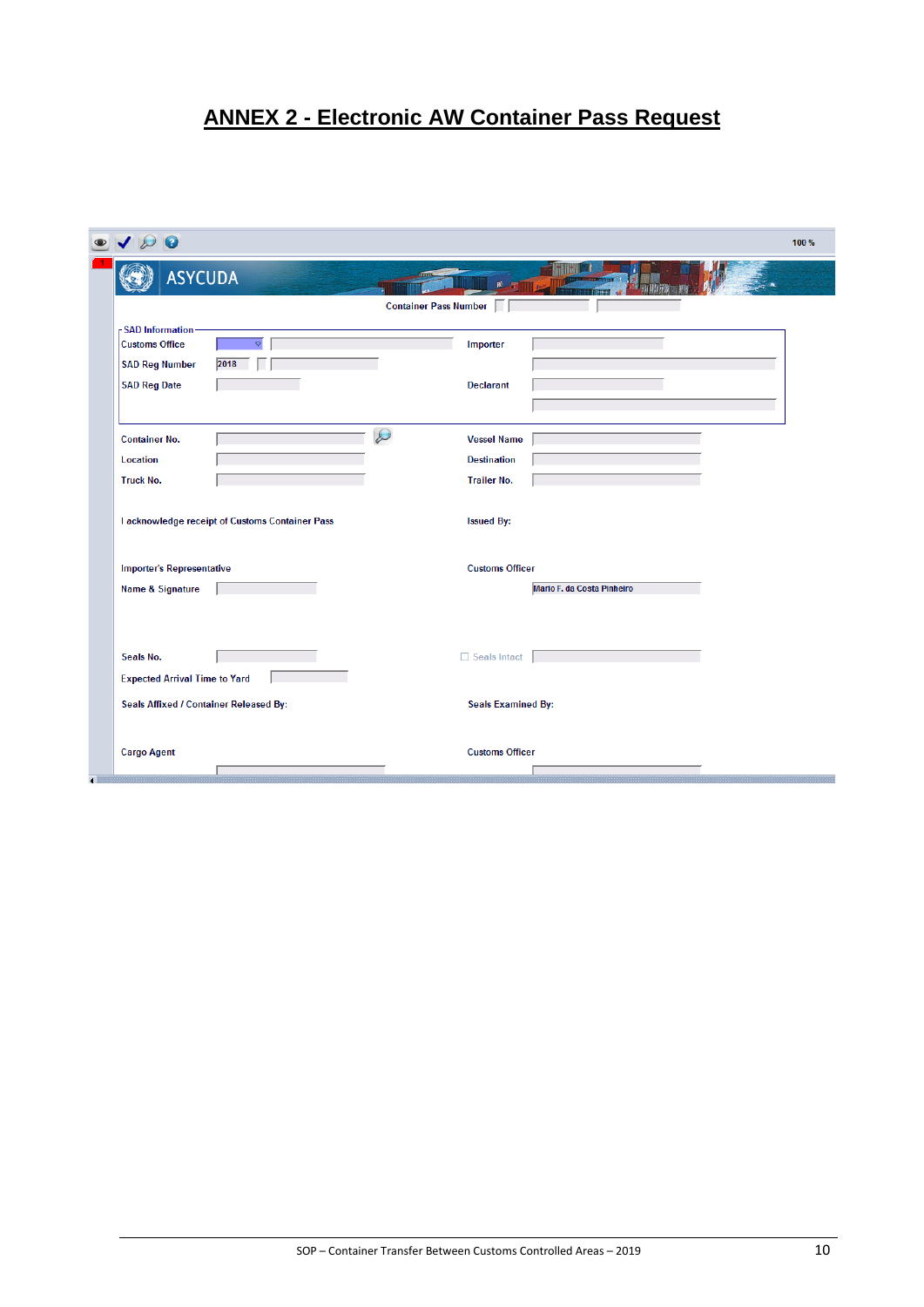# ANNEX 2 - Electronic AW Container Pass Request

100 %

ASYCUDA

Container Pass Number

**SAD Information**

| | | | |
|---|---|---|---|
| Customs Office | | Importer | |
| SAD Reg Number | 2018 | | |
| SAD Reg Date | | Declarant | |

| | | | |
|---|---|---|---|
| Container No. | | Vessel Name | |
| Location | | Destination | |
| Truck No. | | Trailer No. | |

I acknowledge receipt of Customs Container Pass

Issued By:

Importer's Representative

Customs Officer

Name & Signature

Mario F. da Costa Pinheiro

Seals No.

☐ Seals Intact

Expected Arrival Time to Yard

Seals Affixed / Container Released By:

Seals Examined By:

Cargo Agent

Customs Officer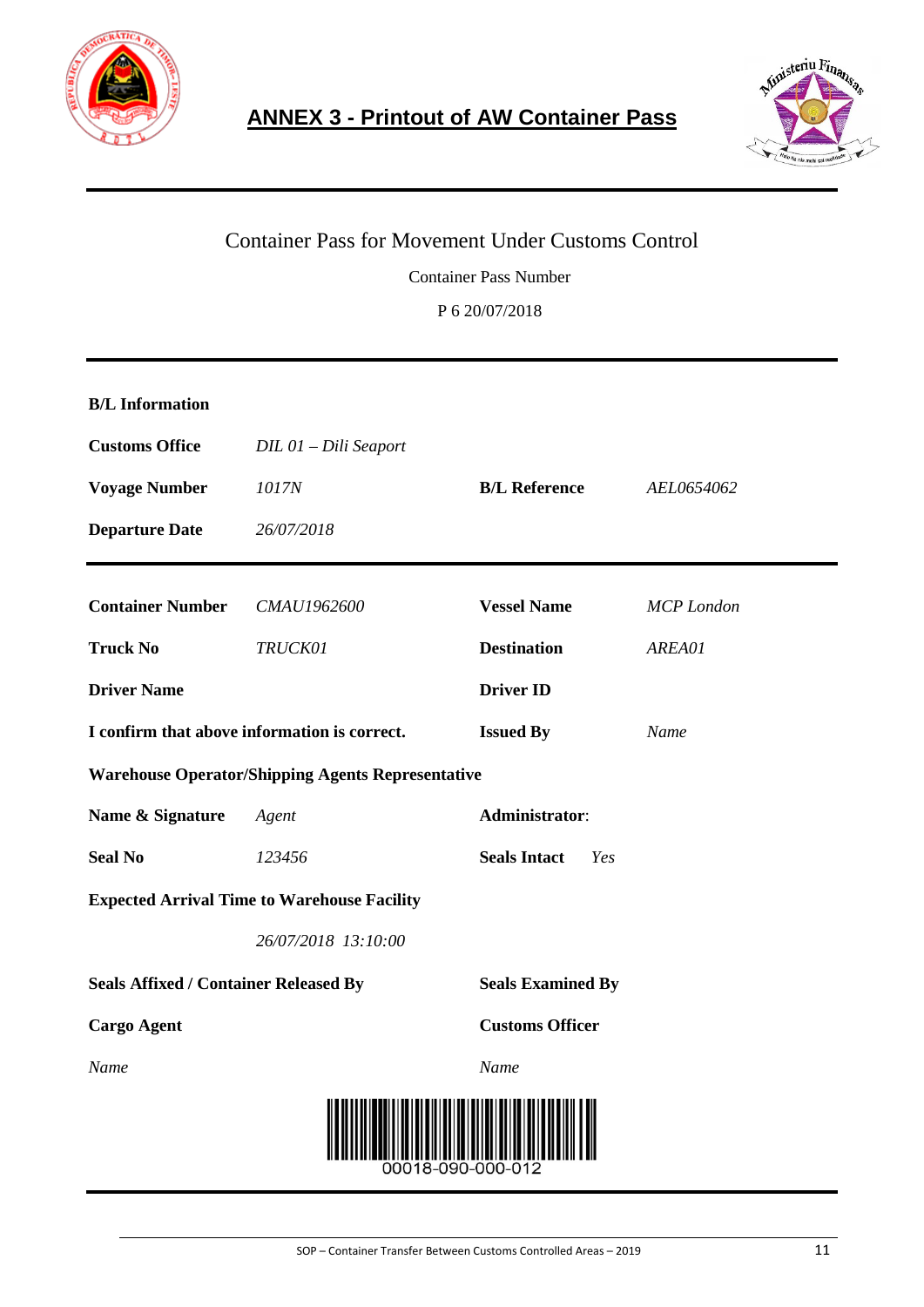## ANNEX 3 - Printout of AW Container Pass

Container Pass for Movement Under Customs Control

Container Pass Number

P 6 20/07/2018

---

**B/L Information**

| | | | |
|---|---|---|---|
| **Customs Office** | *DIL 01 – Dili Seaport* | | |
| **Voyage Number** | *1017N* | **B/L Reference** | *AEL0654062* |
| **Departure Date** | *26/07/2018* | | |

---

| | | | |
|---|---|---|---|
| **Container Number** | *CMAU1962600* | **Vessel Name** | *MCP London* |
| **Truck No** | *TRUCK01* | **Destination** | *AREA01* |
| **Driver Name** | | **Driver ID** | |
| **I confirm that above information is correct.** | | **Issued By** | *Name* |

**Warehouse Operator/Shipping Agents Representative**

| | | | |
|---|---|---|---|
| **Name & Signature** | *Agent* | **Administrator**: | |
| **Seal No** | *123456* | **Seals Intact** | *Yes* |

**Expected Arrival Time to Warehouse Facility**

*26/07/2018 13:10:00*

| | |
|---|---|
| **Seals Affixed / Container Released By** | **Seals Examined By** |
| **Cargo Agent** | **Customs Officer** |
| *Name* | *Name* |

00018-090-000-012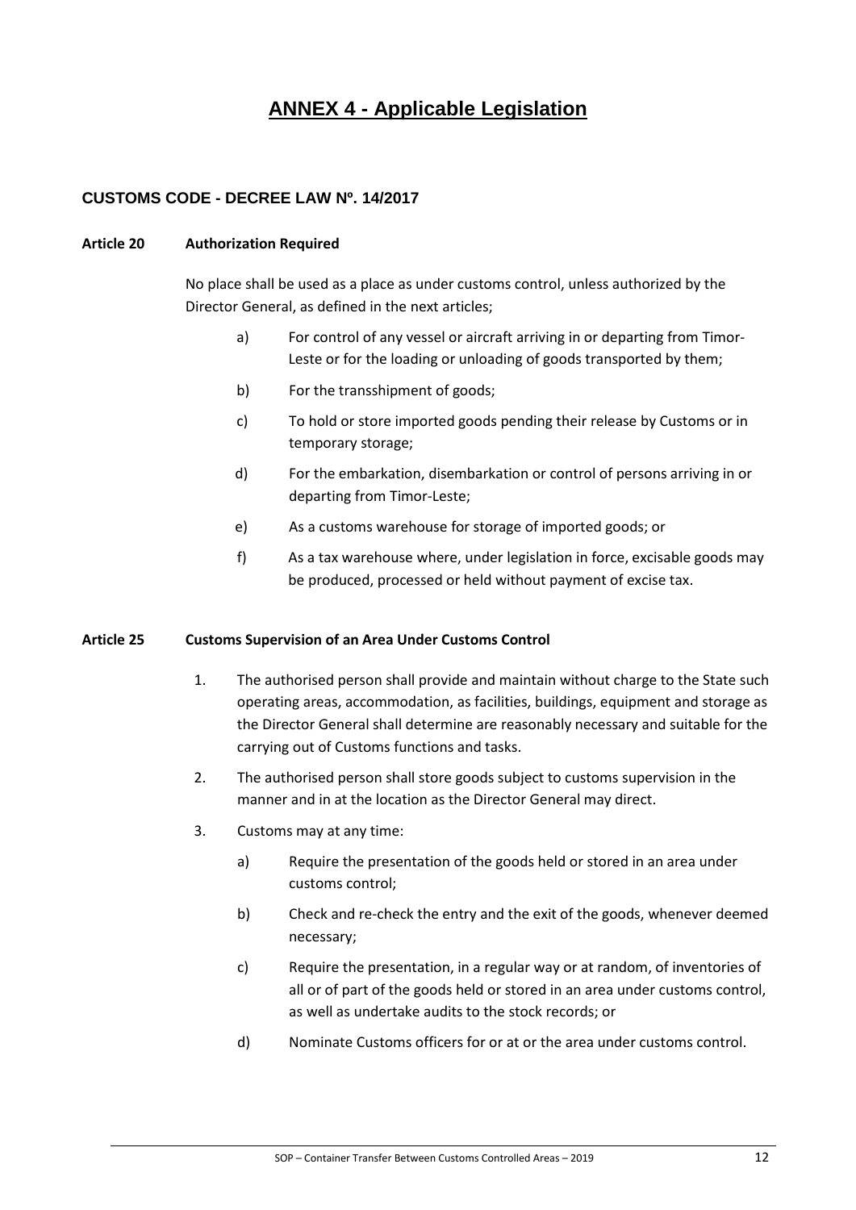# ANNEX 4 - Applicable Legislation

## CUSTOMS CODE - DECREE LAW Nº. 14/2017

**Article 20 Authorization Required**

No place shall be used as a place as under customs control, unless authorized by the Director General, as defined in the next articles;

a) For control of any vessel or aircraft arriving in or departing from Timor-Leste or for the loading or unloading of goods transported by them;

b) For the transshipment of goods;

c) To hold or store imported goods pending their release by Customs or in temporary storage;

d) For the embarkation, disembarkation or control of persons arriving in or departing from Timor-Leste;

e) As a customs warehouse for storage of imported goods; or

f) As a tax warehouse where, under legislation in force, excisable goods may be produced, processed or held without payment of excise tax.

**Article 25 Customs Supervision of an Area Under Customs Control**

1. The authorised person shall provide and maintain without charge to the State such operating areas, accommodation, as facilities, buildings, equipment and storage as the Director General shall determine are reasonably necessary and suitable for the carrying out of Customs functions and tasks.

2. The authorised person shall store goods subject to customs supervision in the manner and in at the location as the Director General may direct.

3. Customs may at any time:

   a) Require the presentation of the goods held or stored in an area under customs control;

   b) Check and re-check the entry and the exit of the goods, whenever deemed necessary;

   c) Require the presentation, in a regular way or at random, of inventories of all or of part of the goods held or stored in an area under customs control, as well as undertake audits to the stock records; or

   d) Nominate Customs officers for or at or the area under customs control.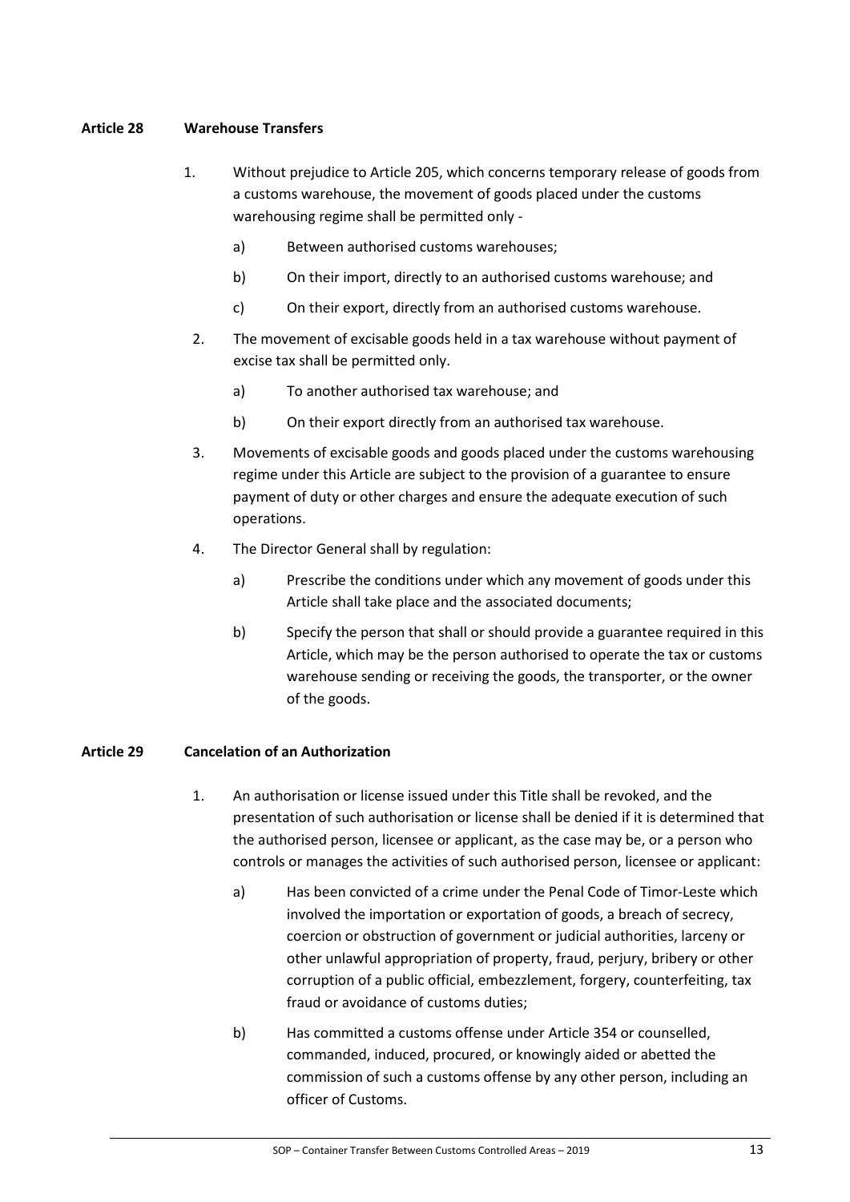### Article 28 Warehouse Transfers

1. Without prejudice to Article 205, which concerns temporary release of goods from a customs warehouse, the movement of goods placed under the customs warehousing regime shall be permitted only -
   a) Between authorised customs warehouses;
   b) On their import, directly to an authorised customs warehouse; and
   c) On their export, directly from an authorised customs warehouse.
2. The movement of excisable goods held in a tax warehouse without payment of excise tax shall be permitted only.
   a) To another authorised tax warehouse; and
   b) On their export directly from an authorised tax warehouse.
3. Movements of excisable goods and goods placed under the customs warehousing regime under this Article are subject to the provision of a guarantee to ensure payment of duty or other charges and ensure the adequate execution of such operations.
4. The Director General shall by regulation:
   a) Prescribe the conditions under which any movement of goods under this Article shall take place and the associated documents;
   b) Specify the person that shall or should provide a guarantee required in this Article, which may be the person authorised to operate the tax or customs warehouse sending or receiving the goods, the transporter, or the owner of the goods.

### Article 29 Cancelation of an Authorization

1. An authorisation or license issued under this Title shall be revoked, and the presentation of such authorisation or license shall be denied if it is determined that the authorised person, licensee or applicant, as the case may be, or a person who controls or manages the activities of such authorised person, licensee or applicant:
   a) Has been convicted of a crime under the Penal Code of Timor-Leste which involved the importation or exportation of goods, a breach of secrecy, coercion or obstruction of government or judicial authorities, larceny or other unlawful appropriation of property, fraud, perjury, bribery or other corruption of a public official, embezzlement, forgery, counterfeiting, tax fraud or avoidance of customs duties;
   b) Has committed a customs offense under Article 354 or counselled, commanded, induced, procured, or knowingly aided or abetted the commission of such a customs offense by any other person, including an officer of Customs.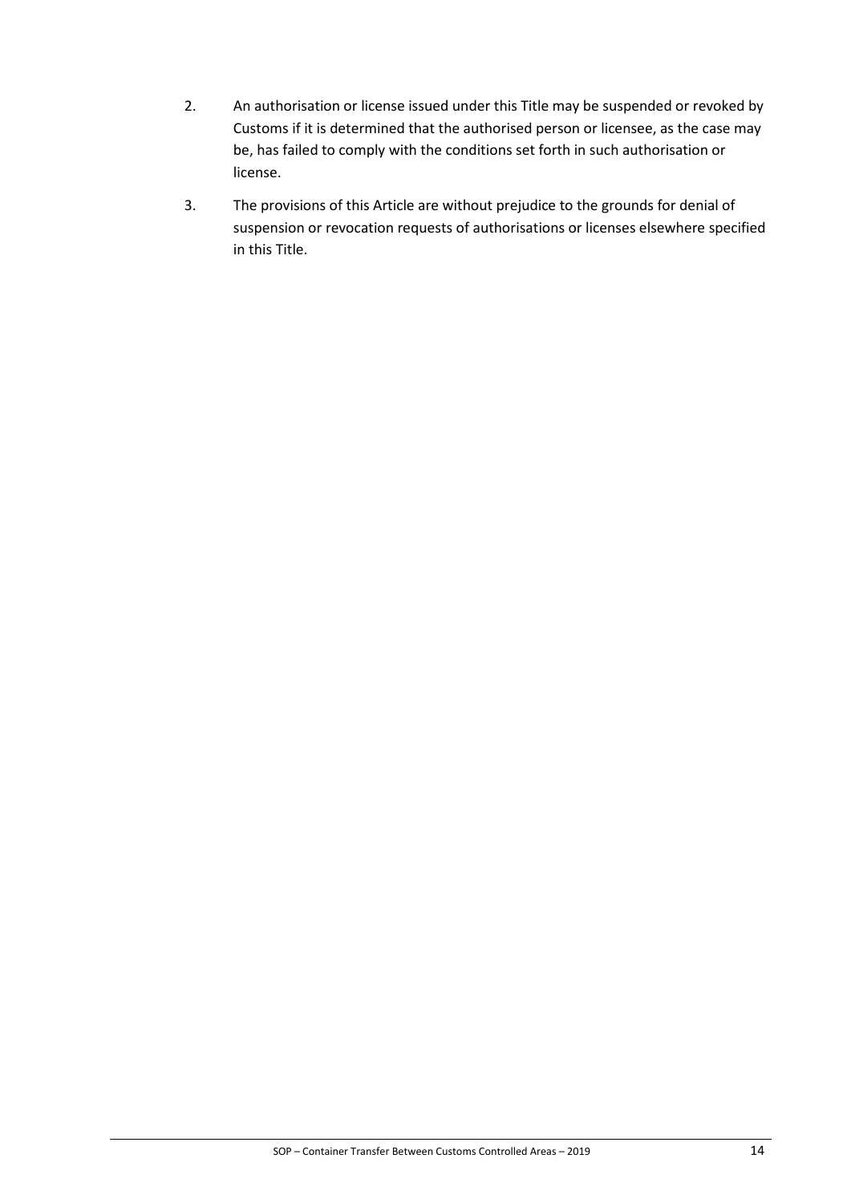2. An authorisation or license issued under this Title may be suspended or revoked by Customs if it is determined that the authorised person or licensee, as the case may be, has failed to comply with the conditions set forth in such authorisation or license.

3. The provisions of this Article are without prejudice to the grounds for denial of suspension or revocation requests of authorisations or licenses elsewhere specified in this Title.